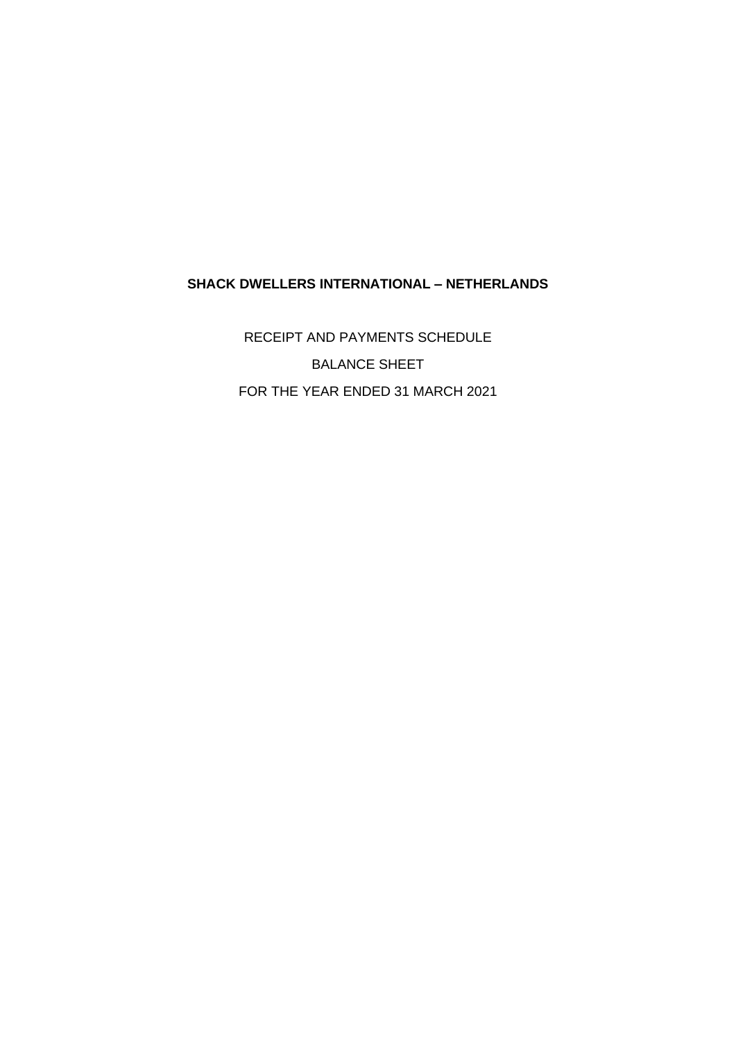**SHACK DWELLERS INTERNATIONAL – NETHERLANDS**

RECEIPT AND PAYMENTS SCHEDULE

BALANCE SHEET

FOR THE YEAR ENDED 31 MARCH 2021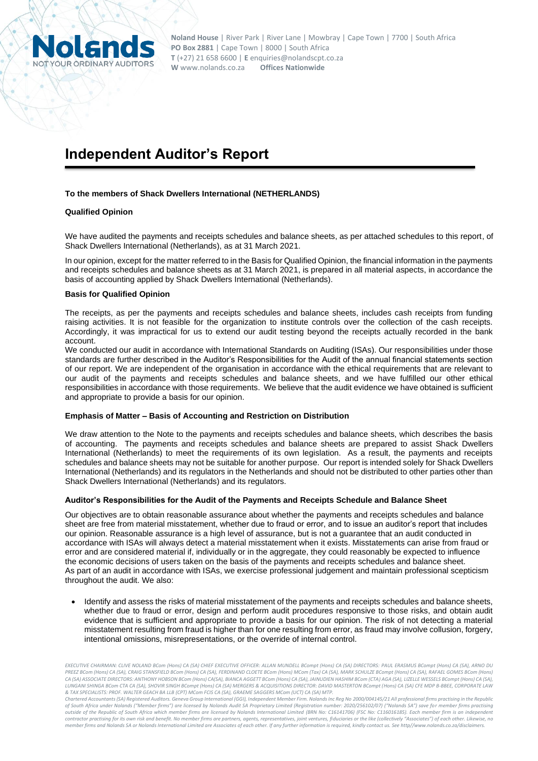Noland House | River Park | River Lane | Mowbray | Cape Town | 7700 | South Africa
PO Box 2881 | Cape Town | 8000 | South Africa
T (+27) 21 658 6600 | E enquiries@nolandscpt.co.za
W www.nolands.co.za Offices Nationwide

# Independent Auditor's Report

**To the members of Shack Dwellers International (NETHERLANDS)**

**Qualified Opinion**

We have audited the payments and receipts schedules and balance sheets, as per attached schedules to this report, of Shack Dwellers International (Netherlands), as at 31 March 2021.

In our opinion, except for the matter referred to in the Basis for Qualified Opinion, the financial information in the payments and receipts schedules and balance sheets as at 31 March 2021, is prepared in all material aspects, in accordance the basis of accounting applied by Shack Dwellers International (Netherlands).

**Basis for Qualified Opinion**

The receipts, as per the payments and receipts schedules and balance sheets, includes cash receipts from funding raising activities. It is not feasible for the organization to institute controls over the collection of the cash receipts. Accordingly, it was impractical for us to extend our audit testing beyond the receipts actually recorded in the bank account.

We conducted our audit in accordance with International Standards on Auditing (ISAs). Our responsibilities under those standards are further described in the Auditor's Responsibilities for the Audit of the annual financial statements section of our report. We are independent of the organisation in accordance with the ethical requirements that are relevant to our audit of the payments and receipts schedules and balance sheets, and we have fulfilled our other ethical responsibilities in accordance with those requirements. We believe that the audit evidence we have obtained is sufficient and appropriate to provide a basis for our opinion.

**Emphasis of Matter – Basis of Accounting and Restriction on Distribution**

We draw attention to the Note to the payments and receipts schedules and balance sheets, which describes the basis of accounting. The payments and receipts schedules and balance sheets are prepared to assist Shack Dwellers International (Netherlands) to meet the requirements of its own legislation. As a result, the payments and receipts schedules and balance sheets may not be suitable for another purpose. Our report is intended solely for Shack Dwellers International (Netherlands) and its regulators in the Netherlands and should not be distributed to other parties other than Shack Dwellers International (Netherlands) and its regulators.

**Auditor's Responsibilities for the Audit of the Payments and Receipts Schedule and Balance Sheet**

Our objectives are to obtain reasonable assurance about whether the payments and receipts schedules and balance sheet are free from material misstatement, whether due to fraud or error, and to issue an auditor's report that includes our opinion. Reasonable assurance is a high level of assurance, but is not a guarantee that an audit conducted in accordance with ISAs will always detect a material misstatement when it exists. Misstatements can arise from fraud or error and are considered material if, individually or in the aggregate, they could reasonably be expected to influence the economic decisions of users taken on the basis of the payments and receipts schedules and balance sheet.
As part of an audit in accordance with ISAs, we exercise professional judgement and maintain professional scepticism throughout the audit. We also:

- Identify and assess the risks of material misstatement of the payments and receipts schedules and balance sheets, whether due to fraud or error, design and perform audit procedures responsive to those risks, and obtain audit evidence that is sufficient and appropriate to provide a basis for our opinion. The risk of not detecting a material misstatement resulting from fraud is higher than for one resulting from error, as fraud may involve collusion, forgery, intentional omissions, misrepresentations, or the override of internal control.

*EXECUTIVE CHAIRMAN: CLIVE NOLAND BCom (Hons) CA (SA) CHIEF EXECUTIVE OFFICER: ALLAN MUNDELL BCompt (Hons) CA (SA) DIRECTORS: PAUL ERASMUS BCompt (Hons) CA (SA), ARNO DU PREEZ BCom (Hons) CA (SA), CRAIG STANSFIELD BCom (Hons) CA (SA), FERDINAND CLOETE BCom (Hons) MCom (Tax) CA (SA), MARK SCHULZE BCompt (Hons) CA (SA), RAFAEL GOMES BCom (Hons) CA (SA) ASSOCIATE DIRECTORS: ANTHONY HOBSON BCom (Hons) CA(SA), BIANCA AGGETT BCom (Hons) CA (SA), JAINUDIEN HASHIM BCom (CTA) AGA (SA), LIZELLE WESSELS BCompt (Hons) CA (SA), LUNGANI SHINGA BCom CTA CA (SA), SHOVIR SINGH BCompt (Hons) CA (SA) MERGERS & ACQUISITIONS DIRECTOR: DAVID MASTERTON BCompt (Hons) CA (SA) CFE MDP B-BBEE, CORPORATE LAW & TAX SPECIALISTS: PROF. WALTER GEACH BA LLB (CPT) MCom FCIS CA (SA), GRAEME SAGGERS MCom (UCT) CA (SA) MTP.*

*Chartered Accountants (SA) Registered Auditors. Geneva Group International (GGI), Independent Member Firm. Nolands Inc Reg No 2000/004145/21 All professional firms practising in the Republic of South Africa under Nolands ("Member firms") are licensed by Nolands Audit SA Proprietary Limited (Registration number: 2020/256102/07) ("Nolands SA") save for member firms practising outside of the Republic of South Africa which member firms are licensed by Nolands International Limited (BRN No: C16141706) (FSC No: C116016185). Each member firm is an independent contractor practising for its own risk and benefit. No member firms are partners, agents, representatives, joint ventures, fiduciaries or the like (collectively "Associates") of each other. Likewise, no member firms and Nolands SA or Nolands International Limited are Associates of each other. If any further information is required, kindly contact us. See http//www.nolands.co.za/disclaimers.*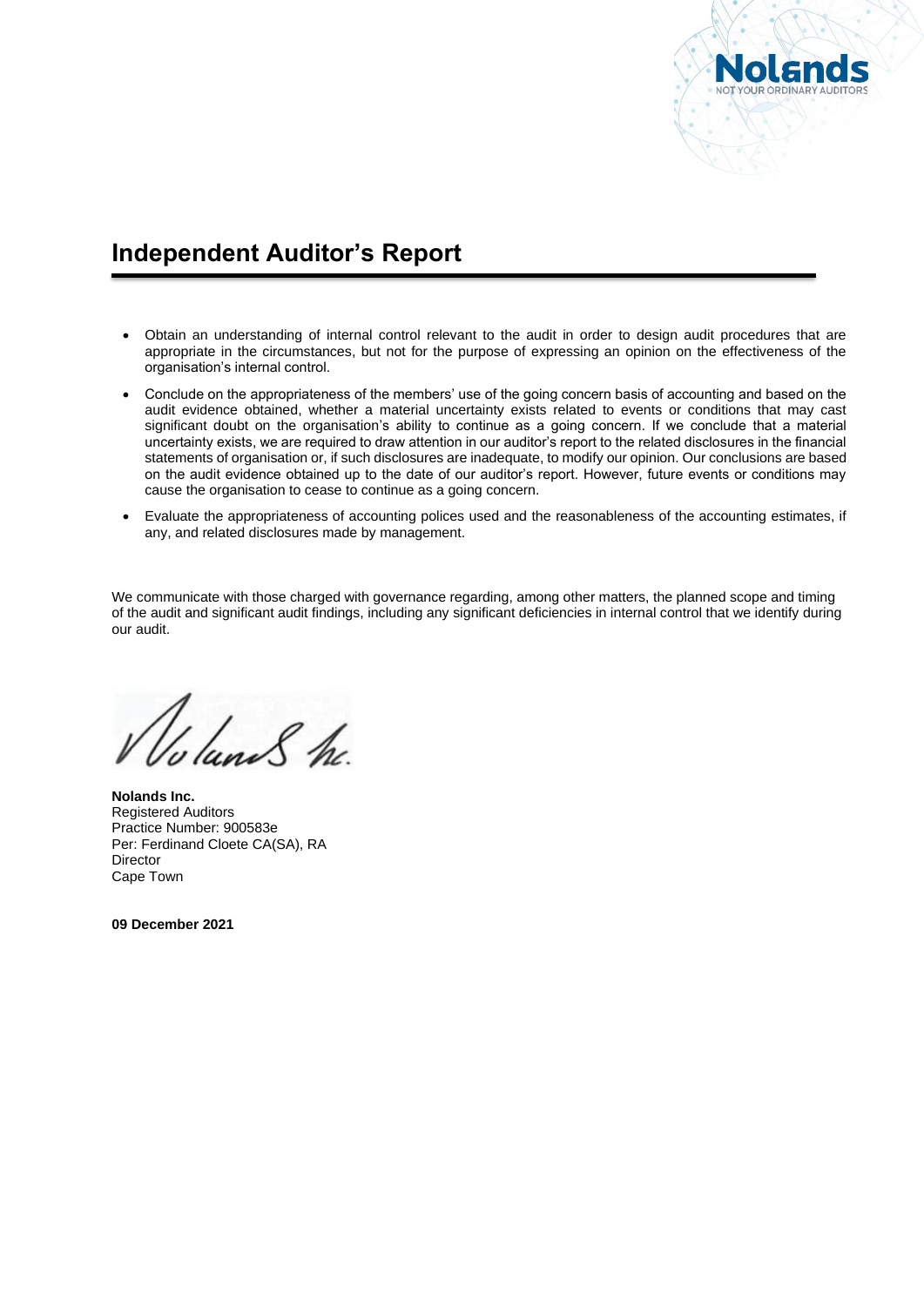## Independent Auditor's Report

- Obtain an understanding of internal control relevant to the audit in order to design audit procedures that are appropriate in the circumstances, but not for the purpose of expressing an opinion on the effectiveness of the organisation's internal control.
- Conclude on the appropriateness of the members' use of the going concern basis of accounting and based on the audit evidence obtained, whether a material uncertainty exists related to events or conditions that may cast significant doubt on the organisation's ability to continue as a going concern. If we conclude that a material uncertainty exists, we are required to draw attention in our auditor's report to the related disclosures in the financial statements of organisation or, if such disclosures are inadequate, to modify our opinion. Our conclusions are based on the audit evidence obtained up to the date of our auditor's report. However, future events or conditions may cause the organisation to cease to continue as a going concern.
- Evaluate the appropriateness of accounting polices used and the reasonableness of the accounting estimates, if any, and related disclosures made by management.

We communicate with those charged with governance regarding, among other matters, the planned scope and timing of the audit and significant audit findings, including any significant deficiencies in internal control that we identify during our audit.

**Nolands Inc.**
Registered Auditors
Practice Number: 900583e
Per: Ferdinand Cloete CA(SA), RA
Director
Cape Town

**09 December 2021**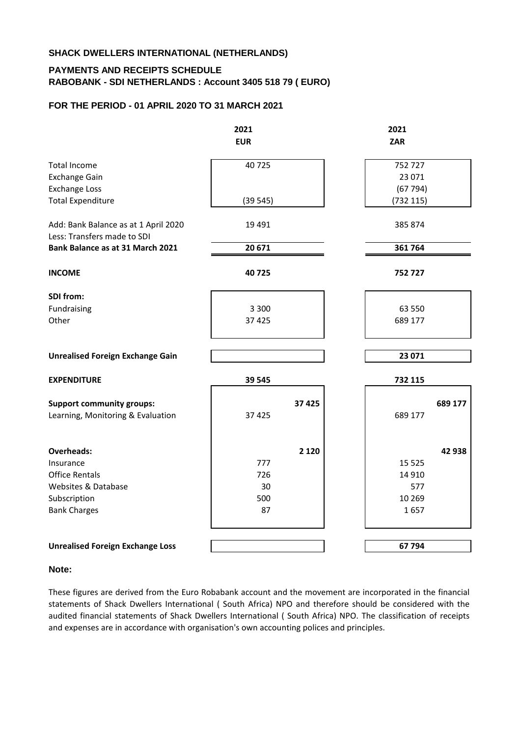**SHACK DWELLERS INTERNATIONAL (NETHERLANDS)**

**PAYMENTS AND RECEIPTS SCHEDULE**
**RABOBANK - SDI NETHERLANDS : Account 3405 518 79 ( EURO)**

**FOR THE PERIOD - 01 APRIL 2020 TO 31 MARCH 2021**

| | 2021 EUR | | 2021 ZAR | |
|---|---|---|---|---|
| Total Income | 40 725 | | 752 727 | |
| Exchange Gain | | | 23 071 | |
| Exchange Loss | | | (67 794) | |
| Total Expenditure | (39 545) | | (732 115) | |
| Add: Bank Balance as at 1 April 2020 | 19 491 | | 385 874 | |
| Less: Transfers made to SDI | | | | |
| **Bank Balance as at 31 March 2021** | **20 671** | | **361 764** | |
| **INCOME** | **40 725** | | **752 727** | |
| **SDI from:** | | | | |
| Fundraising | 3 300 | | 63 550 | |
| Other | 37 425 | | 689 177 | |
| **Unrealised Foreign Exchange Gain** | | | **23 071** | |
| **EXPENDITURE** | **39 545** | | **732 115** | |
| **Support community groups:** | | **37 425** | | **689 177** |
| Learning, Monitoring & Evaluation | 37 425 | | 689 177 | |
| **Overheads:** | | **2 120** | | **42 938** |
| Insurance | 777 | | 15 525 | |
| Office Rentals | 726 | | 14 910 | |
| Websites & Database | 30 | | 577 | |
| Subscription | 500 | | 10 269 | |
| Bank Charges | 87 | | 1 657 | |
| **Unrealised Foreign Exchange Loss** | | | **67 794** | |

**Note:**

These figures are derived from the Euro Robabank account and the movement are incorporated in the financial statements of Shack Dwellers International ( South Africa) NPO and therefore should be considered with the audited financial statements of Shack Dwellers International ( South Africa) NPO. The classification of receipts and expenses are in accordance with organisation's own accounting polices and principles.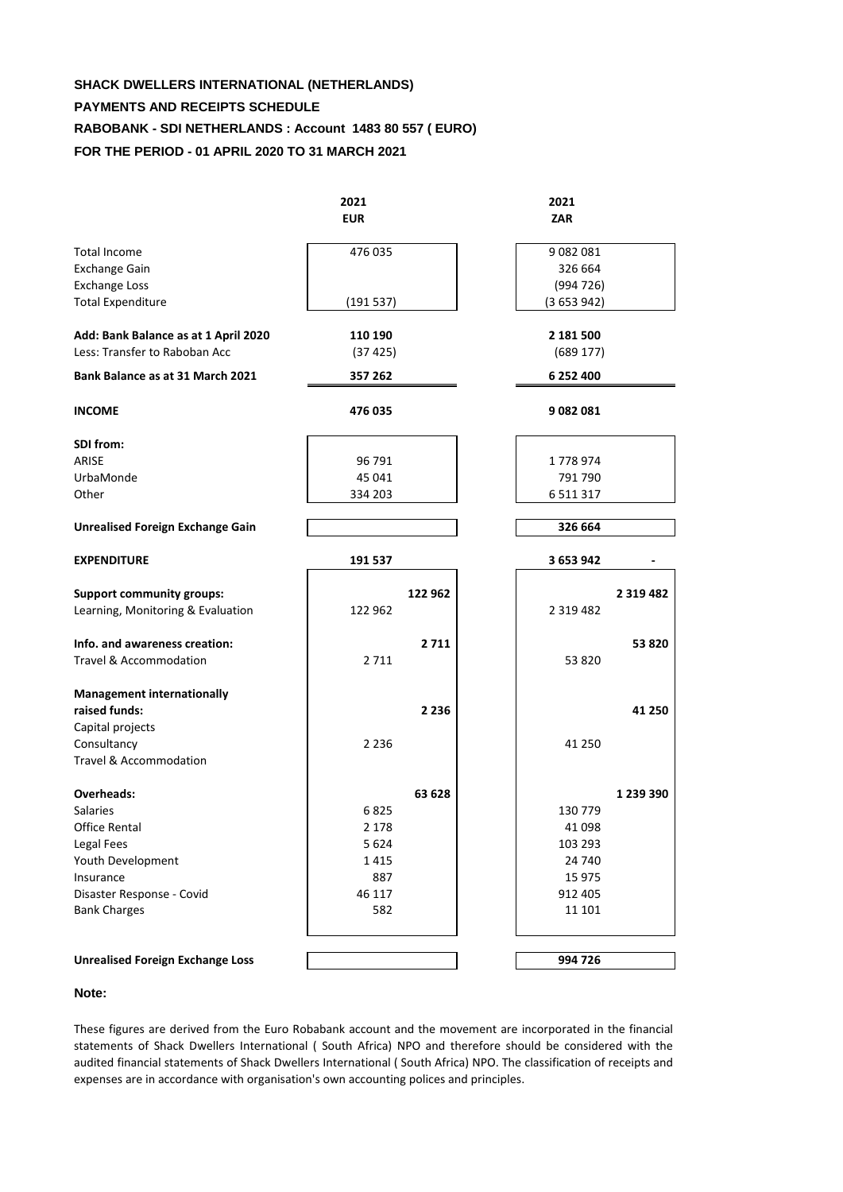**SHACK DWELLERS INTERNATIONAL (NETHERLANDS)**

**PAYMENTS AND RECEIPTS SCHEDULE**

**RABOBANK - SDI NETHERLANDS : Account 1483 80 557 ( EURO)**

**FOR THE PERIOD - 01 APRIL 2020 TO 31 MARCH 2021**

| | 2021 EUR | | 2021 ZAR | |
|---|---|---|---|---|
| Total Income | 476 035 | | 9 082 081 | |
| Exchange Gain | | | 326 664 | |
| Exchange Loss | | | (994 726) | |
| Total Expenditure | (191 537) | | (3 653 942) | |
| **Add: Bank Balance as at 1 April 2020** | **110 190** | | **2 181 500** | |
| Less: Transfer to Raboban Acc | (37 425) | | (689 177) | |
| **Bank Balance as at 31 March 2021** | **357 262** | | **6 252 400** | |
| **INCOME** | **476 035** | | **9 082 081** | |
| **SDI from:** | | | | |
| ARISE | 96 791 | | 1 778 974 | |
| UrbaMonde | 45 041 | | 791 790 | |
| Other | 334 203 | | 6 511 317 | |
| **Unrealised Foreign Exchange Gain** | | | **326 664** | |
| **EXPENDITURE** | **191 537** | | **3 653 942** | **-** |
| **Support community groups:** | | **122 962** | | **2 319 482** |
| Learning, Monitoring & Evaluation | 122 962 | | 2 319 482 | |
| **Info. and awareness creation:** | | **2 711** | | **53 820** |
| Travel & Accommodation | 2 711 | | 53 820 | |
| **Management internationally raised funds:** | | **2 236** | | **41 250** |
| Capital projects | | | | |
| Consultancy | 2 236 | | 41 250 | |
| Travel & Accommodation | | | | |
| **Overheads:** | | **63 628** | | **1 239 390** |
| Salaries | 6 825 | | 130 779 | |
| Office Rental | 2 178 | | 41 098 | |
| Legal Fees | 5 624 | | 103 293 | |
| Youth Development | 1 415 | | 24 740 | |
| Insurance | 887 | | 15 975 | |
| Disaster Response - Covid | 46 117 | | 912 405 | |
| Bank Charges | 582 | | 11 101 | |
| **Unrealised Foreign Exchange Loss** | | | **994 726** | |

**Note:**

These figures are derived from the Euro Robabank account and the movement are incorporated in the financial statements of Shack Dwellers International ( South Africa) NPO and therefore should be considered with the audited financial statements of Shack Dwellers International ( South Africa) NPO. The classification of receipts and expenses are in accordance with organisation's own accounting polices and principles.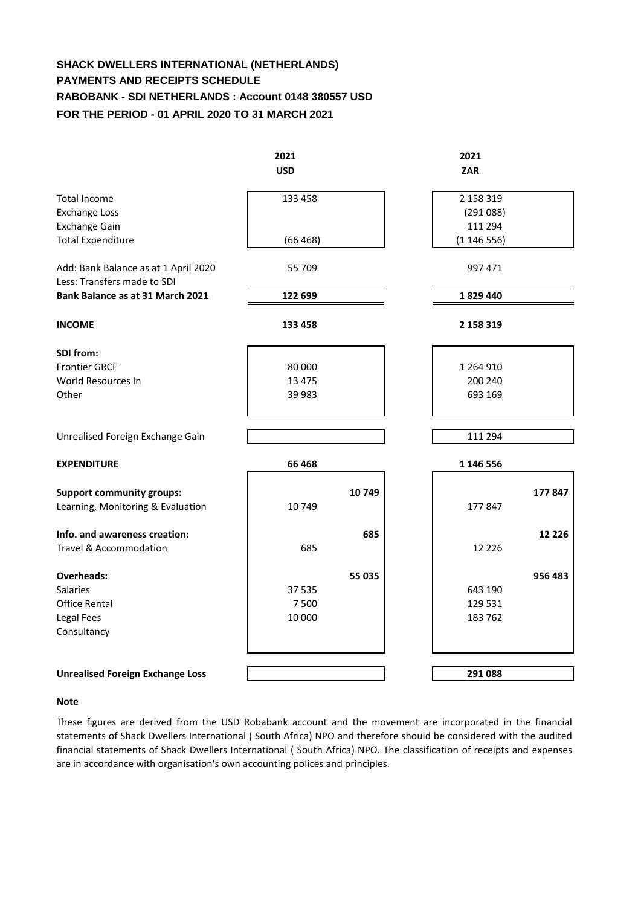# SHACK DWELLERS INTERNATIONAL (NETHERLANDS)
## PAYMENTS AND RECEIPTS SCHEDULE
## RABOBANK - SDI NETHERLANDS : Account 0148 380557 USD
## FOR THE PERIOD - 01 APRIL 2020 TO 31 MARCH 2021

| | 2021 USD | | 2021 ZAR | |
|---|---|---|---|---|
| Total Income | 133 458 | | 2 158 319 | |
| Exchange Loss | | | (291 088) | |
| Exchange Gain | | | 111 294 | |
| Total Expenditure | (66 468) | | (1 146 556) | |
| Add: Bank Balance as at 1 April 2020 | 55 709 | | 997 471 | |
| Less: Transfers made to SDI | | | | |
| **Bank Balance as at 31 March 2021** | **122 699** | | **1 829 440** | |
| **INCOME** | **133 458** | | **2 158 319** | |
| **SDI from:** | | | | |
| Frontier GRCF | 80 000 | | 1 264 910 | |
| World Resources In | 13 475 | | 200 240 | |
| Other | 39 983 | | 693 169 | |
| Unrealised Foreign Exchange Gain | | | 111 294 | |
| **EXPENDITURE** | **66 468** | | **1 146 556** | |
| **Support community groups:** | | **10 749** | | **177 847** |
| Learning, Monitoring & Evaluation | 10 749 | | 177 847 | |
| **Info. and awareness creation:** | | **685** | | **12 226** |
| Travel & Accommodation | 685 | | 12 226 | |
| **Overheads:** | | **55 035** | | **956 483** |
| Salaries | 37 535 | | 643 190 | |
| Office Rental | 7 500 | | 129 531 | |
| Legal Fees | 10 000 | | 183 762 | |
| Consultancy | | | | |
| **Unrealised Foreign Exchange Loss** | | | **291 088** | |

**Note**

These figures are derived from the USD Robabank account and the movement are incorporated in the financial statements of Shack Dwellers International ( South Africa) NPO and therefore should be considered with the audited financial statements of Shack Dwellers International ( South Africa) NPO. The classification of receipts and expenses are in accordance with organisation's own accounting polices and principles.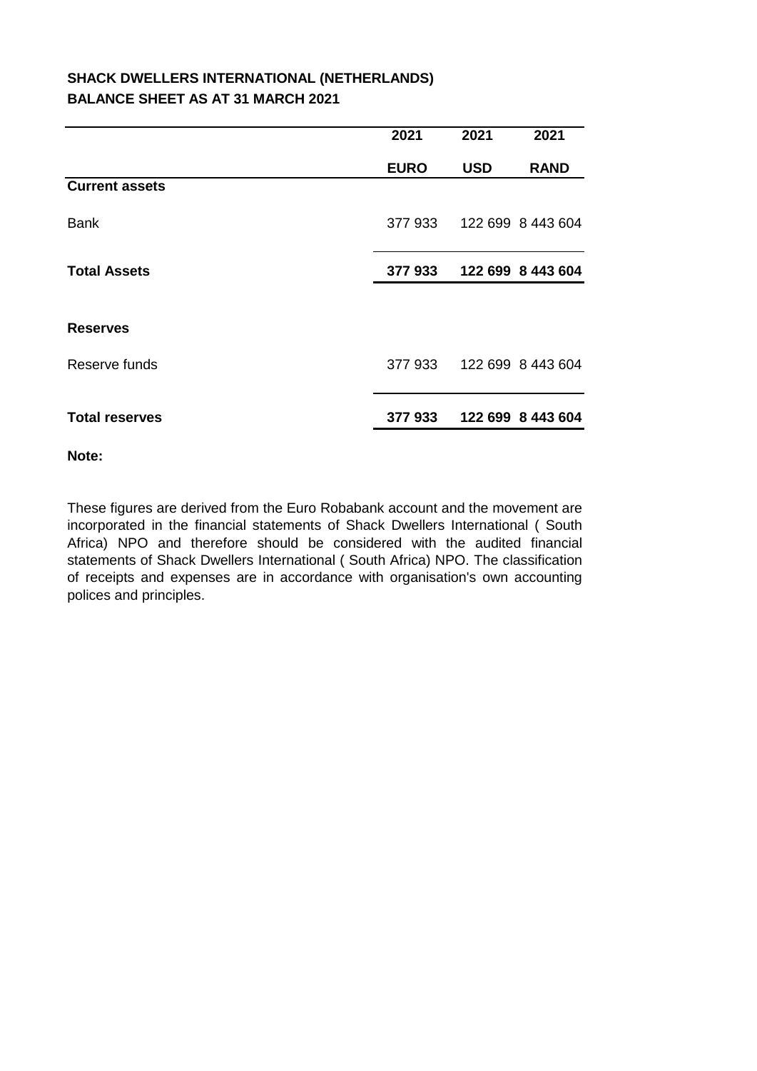**SHACK DWELLERS INTERNATIONAL (NETHERLANDS)**
**BALANCE SHEET AS AT 31 MARCH 2021**

| | 2021 | 2021 | 2021 |
|---|---|---|---|
| | **EURO** | **USD** | **RAND** |
| **Current assets** | | | |
| Bank | 377 933 | 122 699 | 8 443 604 |
| **Total Assets** | **377 933** | **122 699** | **8 443 604** |
| **Reserves** | | | |
| Reserve funds | 377 933 | 122 699 | 8 443 604 |
| **Total reserves** | **377 933** | **122 699** | **8 443 604** |

**Note:**

These figures are derived from the Euro Robabank account and the movement are incorporated in the financial statements of Shack Dwellers International ( South Africa) NPO and therefore should be considered with the audited financial statements of Shack Dwellers International ( South Africa) NPO. The classification of receipts and expenses are in accordance with organisation's own accounting polices and principles.